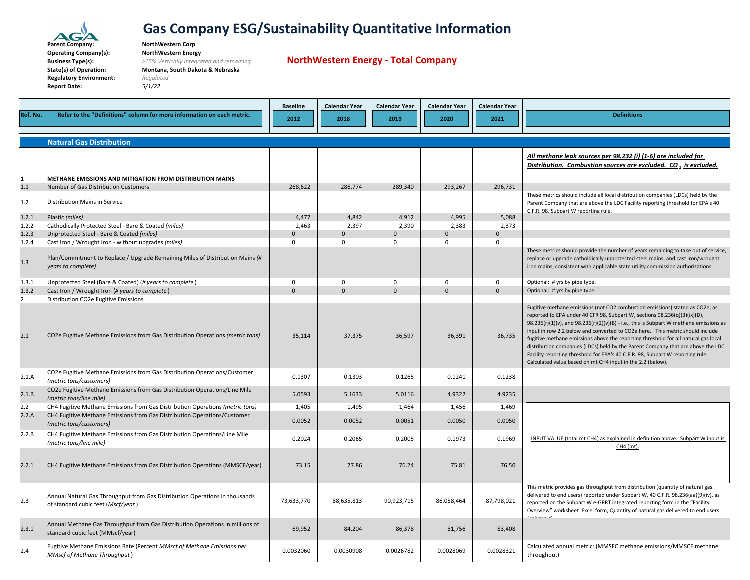# Gas Company ESG/Sustainability Quantitative Information

**Parent Company:** NorthWestern Corp
**Operating Company(s):** NorthWestern Energy
**Business Type(s):** *>15% Vertically Integrated and remaining*
**State(s) of Operation:** Montana, South Dakota & Nebraska
**Regulatory Environment:** *Regulated*
**Report Date:** *5/1/22*

## NorthWestern Energy - Total Company

| Ref. No. | Refer to the "Definitions" column for more information on each metric. | Baseline 2012 | Calendar Year 2018 | Calendar Year 2019 | Calendar Year 2020 | Calendar Year 2021 | Definitions |
|---|---|---|---|---|---|---|---|
| | **Natural Gas Distribution** | | | | | | |
| | | | | | | | ***All methane leak sources per 98.232 (i) (1-6) are included for Distribution. Combustion sources are excluded. $CO_2$ is excluded.*** |
| 1 | **METHANE EMISSIONS AND MITIGATION FROM DISTRIBUTION MAINS** | | | | | | |
| 1.1 | Number of Gas Distribution Customers | 268,622 | 286,774 | 289,340 | 293,267 | 296,731 | |
| 1.2 | Distribution Mains in Service | | | | | | These metrics should include all local distribution companies (LDCs) held by the Parent Company that are above the LDC Facility reporting threshold for EPA's 40 C.F.R. 98, Subpart W reporting rule. |
| 1.2.1 | Plastic *(miles)* | 4,477 | 4,842 | 4,912 | 4,995 | 5,088 | |
| 1.2.2 | Cathodically Protected Steel - Bare & Coated *(miles)* | 2,463 | 2,397 | 2,390 | 2,383 | 2,373 | |
| 1.2.3 | Unprotected Steel - Bare & Coated *(miles)* | 0 | 0 | 0 | 0 | 0 | |
| 1.2.4 | Cast Iron / Wrought Iron - without upgrades *(miles)* | 0 | 0 | 0 | 0 | 0 | |
| 1.3 | Plan/Commitment to Replace / Upgrade Remaining Miles of Distribution Mains *(# years to complete)* | | | | | | These metrics should provide the number of years remaining to take out of service, replace or upgrade catholdically unprotected steel mains, and cast iron/wrought iron mains, consistent with applicable state utility commission authorizations. |
| 1.3.1 | Unprotected Steel (Bare & Coated) *(# years to complete)* | 0 | 0 | 0 | 0 | 0 | Optional: # yrs by pipe type. |
| 1.3.2 | Cast Iron / Wrought Iron *(# years to complete)* | 0 | 0 | 0 | 0 | 0 | Optional: # yrs by pipe type. |
| 2 | Distribution CO2e Fugitive Emissions | | | | | | |
| 2.1 | CO2e Fugitive Methane Emissions from Gas Distribution Operations *(metric tons)* | 35,114 | 37,375 | 36,597 | 36,391 | 36,735 | Fugitive methane emissions (not CO2 combustion emissions) stated as CO2e, as reported to EPA under 40 CFR 98, Subpart W, sections 98.236(q)(3)(ix)(D), 98.236(r)(1)(v), and 98.236(r)(2)(v)(B) - i.e., this is Subpart W methane emissions as input in row 2.2 below and converted to CO2e here. This metric should include fugitive methane emissions above the reporting threshold for all natural gas local distribution companies (LDCs) held by the Parent Company that are above the LDC Facility reporting threshold for EPA's 40 C.F.R. 98, Subpart W reporting rule. Calculated value based on mt CH4 input in the 2.2 (below). |
| 2.1.A | CO2e Fugitive Methane Emissions from Gas Distribution Operations/Customer *(metric tons/customers)* | 0.1307 | 0.1303 | 0.1265 | 0.1241 | 0.1238 | |
| 2.1.B | CO2e Fugitive Methane Emissions from Gas Distribution Operations/Line Mile *(metric tons/line mile)* | 5.0593 | 5.1633 | 5.0116 | 4.9322 | 4.9235 | |
| 2.2 | CH4 Fugitive Methane Emissions from Gas Distribution Operations *(metric tons)* | 1,405 | 1,495 | 1,464 | 1,456 | 1,469 | INPUT VALUE (total mt CH4) as explained in definition above. Subpart W input is CH4 (mt). |
| 2.2.A | CH4 Fugitive Methane Emissions from Gas Distribution Operations/Customer *(metric tons/customers)* | 0.0052 | 0.0052 | 0.0051 | 0.0050 | 0.0050 | |
| 2.2.B | CH4 Fugitive Methane Emissions from Gas Distribution Operations/Line Mile *(metric tons/line mile)* | 0.2024 | 0.2065 | 0.2005 | 0.1973 | 0.1969 | |
| 2.2.1 | CH4 Fugitive Methane Emissions from Gas Distribution Operations (MMSCF/year) | 73.15 | 77.86 | 76.24 | 75.81 | 76.50 | |
| 2.3 | Annual Natural Gas Throughput from Gas Distribution Operations in thousands of standard cubic feet *(Mscf/year)* | 73,633,770 | 88,635,813 | 90,923,715 | 86,058,464 | 87,798,021 | This metric provides gas throughput from distribution (quantity of natural gas delivered to end users) reported under Subpart W, 40 C.F.R. 98.236(aa)(9)(iv), as reported on the Subpart W e-GRRT integrated reporting form in the "Facility Overview" worksheet Excel form, Quantity of natural gas delivered to end users (column 4) |
| 2.3.1 | Annual Methane Gas Throughput from Gas Distribution Operations in millions of standard cubic feet (MMscf/year) | 69,952 | 84,204 | 86,378 | 81,756 | 83,408 | |
| 2.4 | Fugitive Methane Emissions Rate (Percent *MMscf of Methane Emissions per MMscf of Methane Throughput*) | 0.0032060 | 0.0030908 | 0.0026782 | 0.0028069 | 0.0028321 | Calculated annual metric: (MMSFC methane emissions/MMSCF methane throughput) |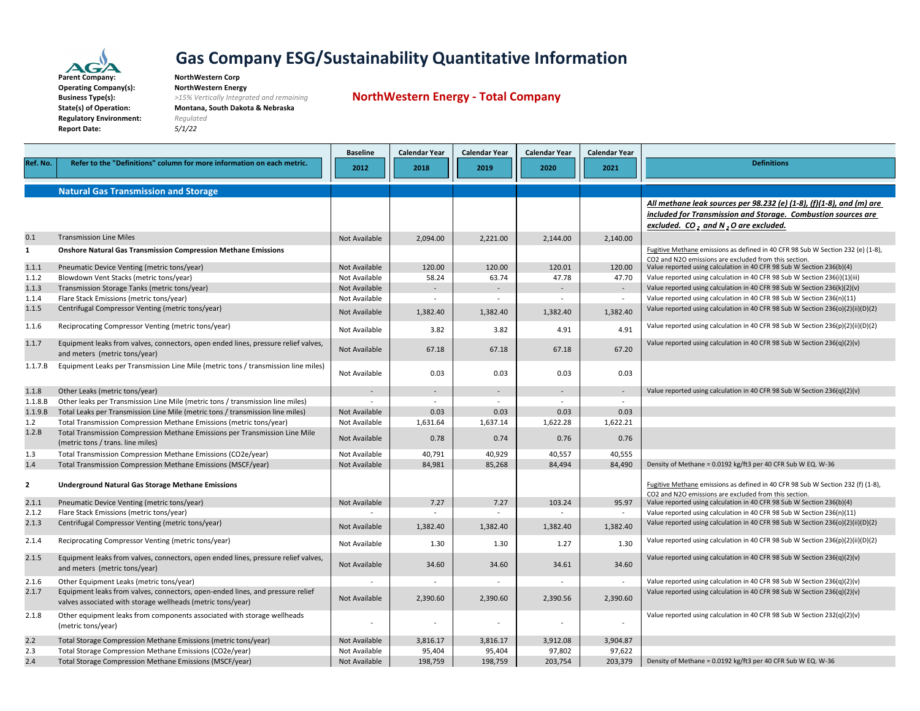# Gas Company ESG/Sustainability Quantitative Information

**Parent Company:** NorthWestern Corp
**Operating Company(s):** NorthWestern Energy
**Business Type(s):** *>15% Vertically Integrated and remaining*
**State(s) of Operation:** Montana, South Dakota & Nebraska
**Regulatory Environment:** *Regulated*
**Report Date:** *5/1/22*

## NorthWestern Energy - Total Company

| Ref. No. | Refer to the "Definitions" column for more information on each metric. | Baseline 2012 | Calendar Year 2018 | Calendar Year 2019 | Calendar Year 2020 | Calendar Year 2021 | Definitions |
|---|---|---|---|---|---|---|---|
| | **Natural Gas Transmission and Storage** | | | | | | |
| | | | | | | | ***All methane leak sources per 98.232 (e) (1-8), (f)(1-8), and (m) are included for Transmission and Storage. Combustion sources are excluded. $CO_2$ and $N_2O$ are excluded.*** |
| 0.1 | Transmission Line Miles | Not Available | 2,094.00 | 2,221.00 | 2,144.00 | 2,140.00 | |
| **1** | **Onshore Natural Gas Transmission Compression Methane Emissions** | | | | | | Fugitive Methane emissions as defined in 40 CFR 98 Sub W Section 232 (e) (1-8), CO2 and N2O emissions are excluded from this section. |
| 1.1.1 | Pneumatic Device Venting (metric tons/year) | Not Available | 120.00 | 120.00 | 120.01 | 120.00 | Value reported using calculation in 40 CFR 98 Sub W Section 236(b)(4) |
| 1.1.2 | Blowdown Vent Stacks (metric tons/year) | Not Available | 58.24 | 63.74 | 47.78 | 47.70 | Value reported using calculation in 40 CFR 98 Sub W Section 236(i)(1)(iii) |
| 1.1.3 | Transmission Storage Tanks (metric tons/year) | Not Available | - | - | - | - | Value reported using calculation in 40 CFR 98 Sub W Section 236(k)(2)(v) |
| 1.1.4 | Flare Stack Emissions (metric tons/year) | Not Available | - | - | - | - | Value reported using calculation in 40 CFR 98 Sub W Section 236(n)(11) |
| 1.1.5 | Centrifugal Compressor Venting (metric tons/year) | Not Available | 1,382.40 | 1,382.40 | 1,382.40 | 1,382.40 | Value reported using calculation in 40 CFR 98 Sub W Section 236(o)(2)(ii)(D)(2) |
| 1.1.6 | Reciprocating Compressor Venting (metric tons/year) | Not Available | 3.82 | 3.82 | 4.91 | 4.91 | Value reported using calculation in 40 CFR 98 Sub W Section 236(p)(2)(ii)(D)(2) |
| 1.1.7 | Equipment leaks from valves, connectors, open ended lines, pressure relief valves, and meters (metric tons/year) | Not Available | 67.18 | 67.18 | 67.18 | 67.20 | Value reported using calculation in 40 CFR 98 Sub W Section 236(q)(2)(v) |
| 1.1.7.B | Equipment Leaks per Transmission Line Mile (metric tons / transmission line miles) | Not Available | 0.03 | 0.03 | 0.03 | 0.03 | |
| 1.1.8 | Other Leaks (metric tons/year) | - | - | - | - | - | Value reported using calculation in 40 CFR 98 Sub W Section 236(q)(2)(v) |
| 1.1.8.B | Other leaks per Transmission Line Mile (metric tons / transmission line miles) | - | - | - | - | - | |
| 1.1.9.B | Total Leaks per Transmission Line Mile (metric tons / transmission line miles) | Not Available | 0.03 | 0.03 | 0.03 | 0.03 | |
| 1.2 | Total Transmission Compression Methane Emissions (metric tons/year) | Not Available | 1,631.64 | 1,637.14 | 1,622.28 | 1,622.21 | |
| 1.2.B | Total Transmission Compression Methane Emissions per Transmission Line Mile (metric tons / trans. line miles) | Not Available | 0.78 | 0.74 | 0.76 | 0.76 | |
| 1.3 | Total Transmission Compression Methane Emissions (CO2e/year) | Not Available | 40,791 | 40,929 | 40,557 | 40,555 | |
| 1.4 | Total Transmission Compression Methane Emissions (MSCF/year) | Not Available | 84,981 | 85,268 | 84,494 | 84,490 | Density of Methane = 0.0192 kg/ft3 per 40 CFR Sub W EQ. W-36 |
| **2** | **Underground Natural Gas Storage Methane Emissions** | | | | | | Fugitive Methane emissions as defined in 40 CFR 98 Sub W Section 232 (f) (1-8), CO2 and N2O emissions are excluded from this section. |
| 2.1.1 | Pneumatic Device Venting (metric tons/year) | Not Available | 7.27 | 7.27 | 103.24 | 95.97 | Value reported using calculation in 40 CFR 98 Sub W Section 236(b)(4) |
| 2.1.2 | Flare Stack Emissions (metric tons/year) | - | - | - | - | - | Value reported using calculation in 40 CFR 98 Sub W Section 236(n)(11) |
| 2.1.3 | Centrifugal Compressor Venting (metric tons/year) | Not Available | 1,382.40 | 1,382.40 | 1,382.40 | 1,382.40 | Value reported using calculation in 40 CFR 98 Sub W Section 236(o)(2)(ii)(D)(2) |
| 2.1.4 | Reciprocating Compressor Venting (metric tons/year) | Not Available | 1.30 | 1.30 | 1.27 | 1.30 | Value reported using calculation in 40 CFR 98 Sub W Section 236(p)(2)(ii)(D)(2) |
| 2.1.5 | Equipment leaks from valves, connectors, open ended lines, pressure relief valves, and meters (metric tons/year) | Not Available | 34.60 | 34.60 | 34.61 | 34.60 | Value reported using calculation in 40 CFR 98 Sub W Section 236(q)(2)(v) |
| 2.1.6 | Other Equipment Leaks (metric tons/year) | - | - | - | - | - | Value reported using calculation in 40 CFR 98 Sub W Section 236(q)(2)(v) |
| 2.1.7 | Equipment leaks from valves, connectors, open-ended lines, and pressure relief valves associated with storage wellheads (metric tons/year) | Not Available | 2,390.60 | 2,390.60 | 2,390.56 | 2,390.60 | Value reported using calculation in 40 CFR 98 Sub W Section 236(q)(2)(v) |
| 2.1.8 | Other equipment leaks from components associated with storage wellheads (metric tons/year) | - | - | - | - | - | Value reported using calculation in 40 CFR 98 Sub W Section 232(q)(2)(v) |
| 2.2 | Total Storage Compression Methane Emissions (metric tons/year) | Not Available | 3,816.17 | 3,816.17 | 3,912.08 | 3,904.87 | |
| 2.3 | Total Storage Compression Methane Emissions (CO2e/year) | Not Available | 95,404 | 95,404 | 97,802 | 97,622 | |
| 2.4 | Total Storage Compression Methane Emissions (MSCF/year) | Not Available | 198,759 | 198,759 | 203,754 | 203,379 | Density of Methane = 0.0192 kg/ft3 per 40 CFR Sub W EQ. W-36 |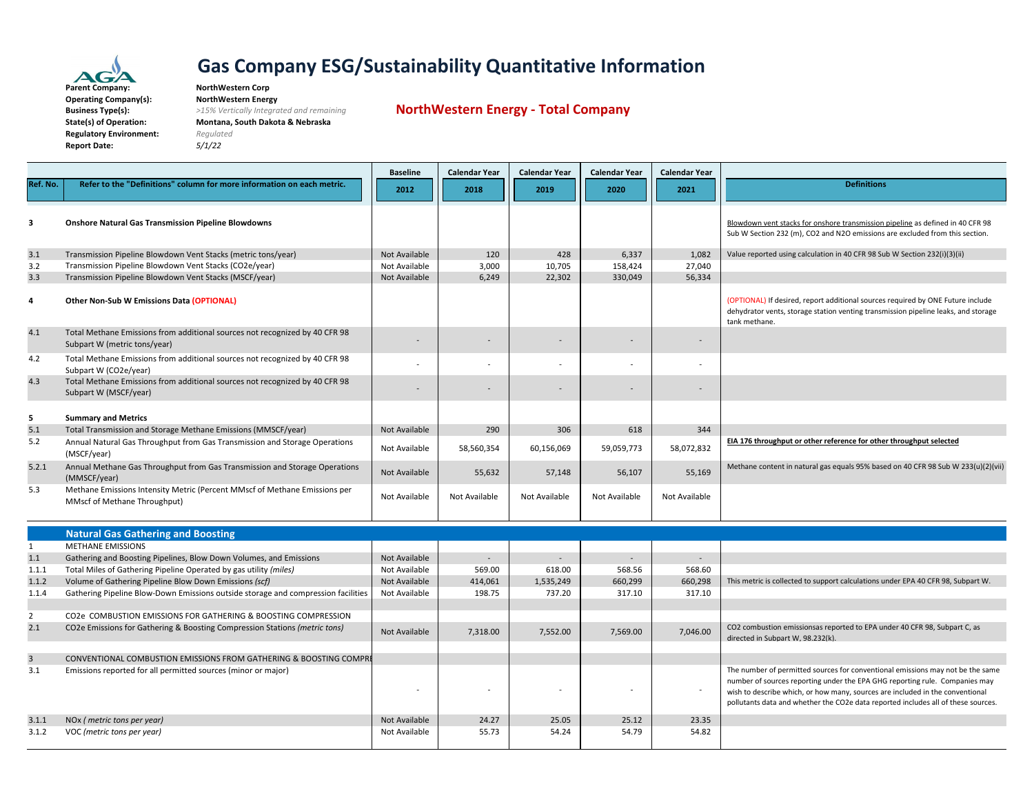# Gas Company ESG/Sustainability Quantitative Information

**Parent Company:** NorthWestern Corp
**Operating Company(s):** NorthWestern Energy
**Business Type(s):** *>15% Vertically Integrated and remaining*
**State(s) of Operation:** Montana, South Dakota & Nebraska
**Regulatory Environment:** *Regulated*
**Report Date:** *5/1/22*

## NorthWestern Energy - Total Company

| Ref. No. | Refer to the "Definitions" column for more information on each metric. | Baseline 2012 | Calendar Year 2018 | Calendar Year 2019 | Calendar Year 2020 | Calendar Year 2021 | Definitions |
|---|---|---|---|---|---|---|---|
| **3** | **Onshore Natural Gas Transmission Pipeline Blowdowns** | | | | | | Blowdown vent stacks for onshore transmission pipeline as defined in 40 CFR 98 Sub W Section 232 (m), CO2 and N2O emissions are excluded from this section. |
| 3.1 | Transmission Pipeline Blowdown Vent Stacks (metric tons/year) | Not Available | 120 | 428 | 6,337 | 1,082 | Value reported using calculation in 40 CFR 98 Sub W Section 232(i)(3)(ii) |
| 3.2 | Transmission Pipeline Blowdown Vent Stacks (CO2e/year) | Not Available | 3,000 | 10,705 | 158,424 | 27,040 | |
| 3.3 | Transmission Pipeline Blowdown Vent Stacks (MSCF/year) | Not Available | 6,249 | 22,302 | 330,049 | 56,334 | |
| **4** | **Other Non-Sub W Emissions Data (OPTIONAL)** | | | | | | (OPTIONAL) If desired, report additional sources required by ONE Future include dehydrator vents, storage station venting transmission pipeline leaks, and storage tank methane. |
| 4.1 | Total Methane Emissions from additional sources not recognized by 40 CFR 98 Subpart W (metric tons/year) | - | - | - | - | - | |
| 4.2 | Total Methane Emissions from additional sources not recognized by 40 CFR 98 Subpart W (CO2e/year) | - | - | - | - | - | |
| 4.3 | Total Methane Emissions from additional sources not recognized by 40 CFR 98 Subpart W (MSCF/year) | - | - | - | - | - | |
| **5** | **Summary and Metrics** | | | | | | |
| 5.1 | Total Transmission and Storage Methane Emissions (MMSCF/year) | Not Available | 290 | 306 | 618 | 344 | |
| 5.2 | Annual Natural Gas Throughput from Gas Transmission and Storage Operations (MSCF/year) | Not Available | 58,560,354 | 60,156,069 | 59,059,773 | 58,072,832 | **EIA 176 throughput or other reference for other throughput selected** |
| 5.2.1 | Annual Methane Gas Throughput from Gas Transmission and Storage Operations (MMSCF/year) | Not Available | 55,632 | 57,148 | 56,107 | 55,169 | Methane content in natural gas equals 95% based on 40 CFR 98 Sub W 233(u)(2)(vii) |
| 5.3 | Methane Emissions Intensity Metric (Percent MMscf of Methane Emissions per MMscf of Methane Throughput) | Not Available | Not Available | Not Available | Not Available | Not Available | |

## Natural Gas Gathering and Boosting

| Ref. No. | Metric | Baseline 2012 | Calendar Year 2018 | Calendar Year 2019 | Calendar Year 2020 | Calendar Year 2021 | Definitions |
|---|---|---|---|---|---|---|---|
| 1 | METHANE EMISSIONS | | | | | | |
| 1.1 | Gathering and Boosting Pipelines, Blow Down Volumes, and Emissions | Not Available | - | - | - | - | |
| 1.1.1 | Total Miles of Gathering Pipeline Operated by gas utility *(miles)* | Not Available | 569.00 | 618.00 | 568.56 | 568.60 | |
| 1.1.2 | Volume of Gathering Pipeline Blow Down Emissions *(scf)* | Not Available | 414,061 | 1,535,249 | 660,299 | 660,298 | This metric is collected to support calculations under EPA 40 CFR 98, Subpart W. |
| 1.1.4 | Gathering Pipeline Blow-Down Emissions outside storage and compression facilities | Not Available | 198.75 | 737.20 | 317.10 | 317.10 | |
| 2 | CO2e COMBUSTION EMISSIONS FOR GATHERING & BOOSTING COMPRESSION | | | | | | |
| 2.1 | CO2e Emissions for Gathering & Boosting Compression Stations *(metric tons)* | Not Available | 7,318.00 | 7,552.00 | 7,569.00 | 7,046.00 | CO2 combustion emissionsas reported to EPA under 40 CFR 98, Subpart C, as directed in Subpart W, 98.232(k). |
| 3 | CONVENTIONAL COMBUSTION EMISSIONS FROM GATHERING & BOOSTING COMPRE | | | | | | |
| 3.1 | Emissions reported for all permitted sources (minor or major) | - | - | - | - | - | The number of permitted sources for conventional emissions may not be the same number of sources reporting under the EPA GHG reporting rule. Companies may wish to describe which, or how many, sources are included in the conventional pollutants data and whether the CO2e data reported includes all of these sources. |
| 3.1.1 | NOx *( metric tons per year)* | Not Available | 24.27 | 25.05 | 25.12 | 23.35 | |
| 3.1.2 | VOC *(metric tons per year)* | Not Available | 55.73 | 54.24 | 54.79 | 54.82 | |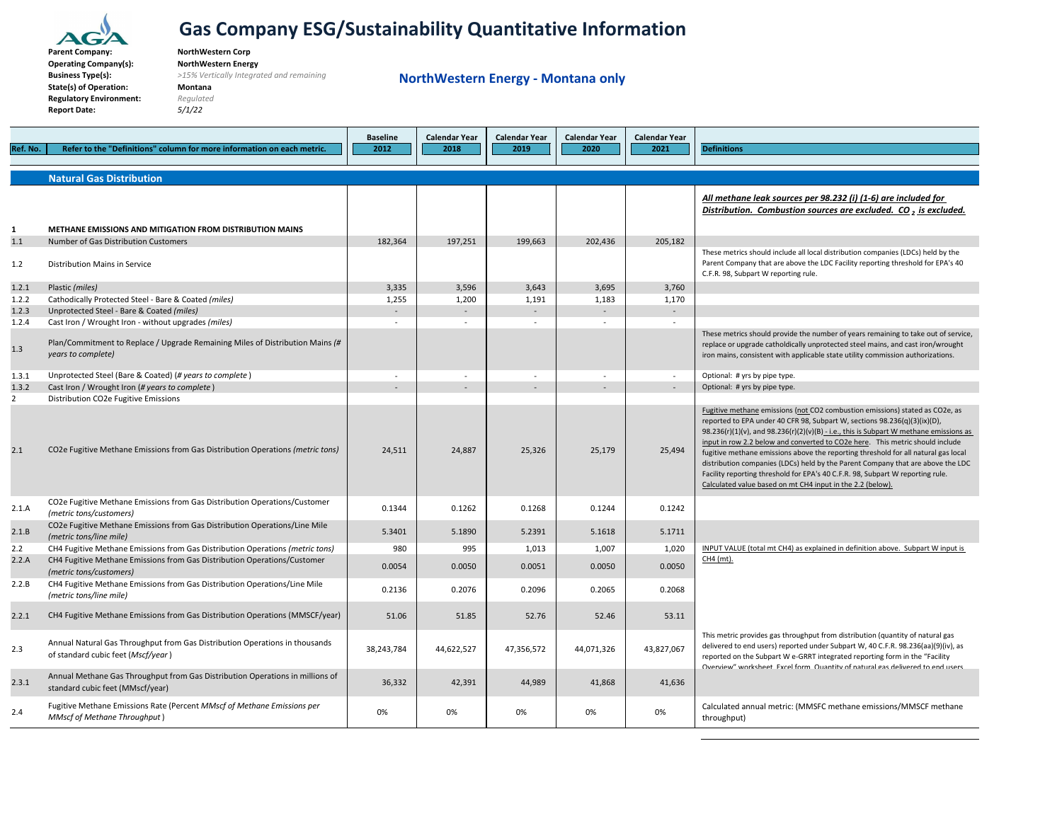# Gas Company ESG/Sustainability Quantitative Information

**Parent Company:** NorthWestern Corp
**Operating Company(s):** NorthWestern Energy
**Business Type(s):** *>15% Vertically Integrated and remaining*
**State(s) of Operation:** Montana
**Regulatory Environment:** *Regulated*
**Report Date:** *5/1/22*

## NorthWestern Energy - Montana only

| Ref. No. | Refer to the "Definitions" column for more information on each metric. | Baseline 2012 | Calendar Year 2018 | Calendar Year 2019 | Calendar Year 2020 | Calendar Year 2021 | Definitions |
|---|---|---|---|---|---|---|---|
| | **Natural Gas Distribution** | | | | | | |
| 1 | **METHANE EMISSIONS AND MITIGATION FROM DISTRIBUTION MAINS** | | | | | | ***All methane leak sources per 98.232 (i) (1-6) are included for Distribution. Combustion sources are excluded. $CO_2$ is excluded.*** |
| 1.1 | Number of Gas Distribution Customers | 182,364 | 197,251 | 199,663 | 202,436 | 205,182 | |
| 1.2 | Distribution Mains in Service | | | | | | These metrics should include all local distribution companies (LDCs) held by the Parent Company that are above the LDC Facility reporting threshold for EPA's 40 C.F.R. 98, Subpart W reporting rule. |
| 1.2.1 | Plastic *(miles)* | 3,335 | 3,596 | 3,643 | 3,695 | 3,760 | |
| 1.2.2 | Cathodically Protected Steel - Bare & Coated *(miles)* | 1,255 | 1,200 | 1,191 | 1,183 | 1,170 | |
| 1.2.3 | Unprotected Steel - Bare & Coated *(miles)* | - | - | - | - | - | |
| 1.2.4 | Cast Iron / Wrought Iron - without upgrades *(miles)* | - | - | - | - | - | |
| 1.3 | Plan/Commitment to Replace / Upgrade Remaining Miles of Distribution Mains *(# years to complete)* | | | | | | These metrics should provide the number of years remaining to take out of service, replace or upgrade catholdically unprotected steel mains, and cast iron/wrought iron mains, consistent with applicable state utility commission authorizations. |
| 1.3.1 | Unprotected Steel (Bare & Coated) *(# years to complete)* | - | - | - | - | - | Optional: # yrs by pipe type. |
| 1.3.2 | Cast Iron / Wrought Iron *(# years to complete)* | - | - | - | - | - | Optional: # yrs by pipe type. |
| 2 | Distribution CO2e Fugitive Emissions | | | | | | |
| 2.1 | CO2e Fugitive Methane Emissions from Gas Distribution Operations *(metric tons)* | 24,511 | 24,887 | 25,326 | 25,179 | 25,494 | Fugitive methane emissions (not CO2 combustion emissions) stated as CO2e, as reported to EPA under 40 CFR 98, Subpart W, sections 98.236(q)(3)(ix)(D), 98.236(r)(1)(v), and 98.236(r)(2)(v)(B) - i.e., this is Subpart W methane emissions as input in row 2.2 below and converted to CO2e here. This metric should include fugitive methane emissions above the reporting threshold for all natural gas local distribution companies (LDCs) held by the Parent Company that are above the LDC Facility reporting threshold for EPA's 40 C.F.R. 98, Subpart W reporting rule. Calculated value based on mt CH4 input in the 2.2 (below). |
| 2.1.A | CO2e Fugitive Methane Emissions from Gas Distribution Operations/Customer *(metric tons/customers)* | 0.1344 | 0.1262 | 0.1268 | 0.1244 | 0.1242 | |
| 2.1.B | CO2e Fugitive Methane Emissions from Gas Distribution Operations/Line Mile *(metric tons/line mile)* | 5.3401 | 5.1890 | 5.2391 | 5.1618 | 5.1711 | |
| 2.2 | CH4 Fugitive Methane Emissions from Gas Distribution Operations *(metric tons)* | 980 | 995 | 1,013 | 1,007 | 1,020 | INPUT VALUE (total mt CH4) as explained in definition above. Subpart W input is CH4 (mt). |
| 2.2.A | CH4 Fugitive Methane Emissions from Gas Distribution Operations/Customer *(metric tons/customers)* | 0.0054 | 0.0050 | 0.0051 | 0.0050 | 0.0050 | |
| 2.2.B | CH4 Fugitive Methane Emissions from Gas Distribution Operations/Line Mile *(metric tons/line mile)* | 0.2136 | 0.2076 | 0.2096 | 0.2065 | 0.2068 | |
| 2.2.1 | CH4 Fugitive Methane Emissions from Gas Distribution Operations (MMSCF/year) | 51.06 | 51.85 | 52.76 | 52.46 | 53.11 | |
| 2.3 | Annual Natural Gas Throughput from Gas Distribution Operations in thousands of standard cubic feet (*Mscf/year*) | 38,243,784 | 44,622,527 | 47,356,572 | 44,071,326 | 43,827,067 | This metric provides gas throughput from distribution (quantity of natural gas delivered to end users) reported under Subpart W, 40 C.F.R. 98.236(aa)(9)(iv), as reported on the Subpart W e-GRRT integrated reporting form in the "Facility Overview" worksheet. Excel form. Quantity of natural gas delivered to end users |
| 2.3.1 | Annual Methane Gas Throughput from Gas Distribution Operations in millions of standard cubic feet (MMscf/year) | 36,332 | 42,391 | 44,989 | 41,868 | 41,636 | |
| 2.4 | Fugitive Methane Emissions Rate (Percent *MMscf of Methane Emissions per MMscf of Methane Throughput*) | 0% | 0% | 0% | 0% | 0% | Calculated annual metric: (MMSFC methane emissions/MMSCF methane throughput) |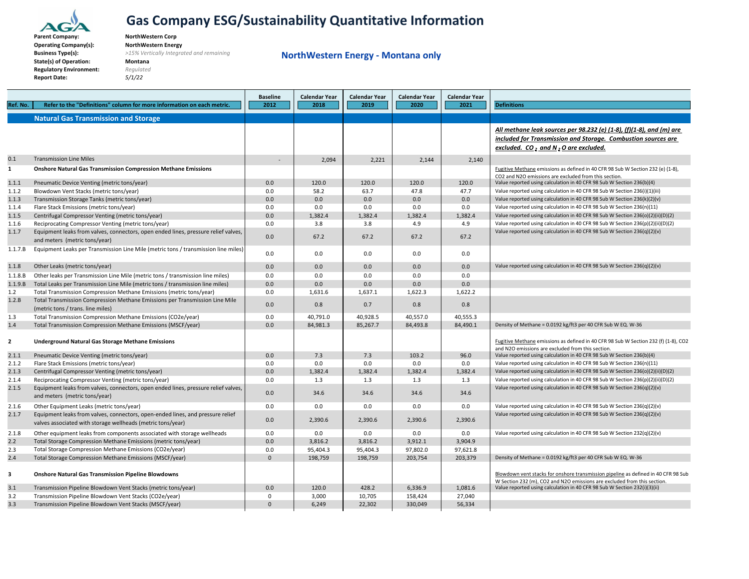# Gas Company ESG/Sustainability Quantitative Information

**Parent Company:** NorthWestern Corp
**Operating Company(s):** NorthWestern Energy
**Business Type(s):** *>15% Vertically Integrated and remaining*
**State(s) of Operation:** Montana
**Regulatory Environment:** *Regulated*
**Report Date:** *5/1/22*

## NorthWestern Energy - Montana only

| Ref. No. | Refer to the "Definitions" column for more information on each metric. | Baseline 2012 | Calendar Year 2018 | Calendar Year 2019 | Calendar Year 2020 | Calendar Year 2021 | Definitions |
|---|---|---|---|---|---|---|---|
| | **Natural Gas Transmission and Storage** | | | | | | |
| | | | | | | | ***All methane leak sources per 98.232 (e) (1-8), (f)(1-8), and (m) are included for Transmission and Storage. Combustion sources are excluded. $CO_2$ and $N_2O$ are excluded.*** |
| 0.1 | Transmission Line Miles | - | 2,094 | 2,221 | 2,144 | 2,140 | |
| **1** | **Onshore Natural Gas Transmission Compression Methane Emissions** | | | | | | Fugitive Methane emissions as defined in 40 CFR 98 Sub W Section 232 (e) (1-8), CO2 and N2O emissions are excluded from this section. |
| 1.1.1 | Pneumatic Device Venting (metric tons/year) | 0.0 | 120.0 | 120.0 | 120.0 | 120.0 | Value reported using calculation in 40 CFR 98 Sub W Section 236(b)(4) |
| 1.1.2 | Blowdown Vent Stacks (metric tons/year) | 0.0 | 58.2 | 63.7 | 47.8 | 47.7 | Value reported using calculation in 40 CFR 98 Sub W Section 236(i)(1)(iii) |
| 1.1.3 | Transmission Storage Tanks (metric tons/year) | 0.0 | 0.0 | 0.0 | 0.0 | 0.0 | Value reported using calculation in 40 CFR 98 Sub W Section 236(k)(2)(v) |
| 1.1.4 | Flare Stack Emissions (metric tons/year) | 0.0 | 0.0 | 0.0 | 0.0 | 0.0 | Value reported using calculation in 40 CFR 98 Sub W Section 236(n)(11) |
| 1.1.5 | Centrifugal Compressor Venting (metric tons/year) | 0.0 | 1,382.4 | 1,382.4 | 1,382.4 | 1,382.4 | Value reported using calculation in 40 CFR 98 Sub W Section 236(o)(2)(ii)(D)(2) |
| 1.1.6 | Reciprocating Compressor Venting (metric tons/year) | 0.0 | 3.8 | 3.8 | 4.9 | 4.9 | Value reported using calculation in 40 CFR 98 Sub W Section 236(p)(2)(ii)(D)(2) |
| 1.1.7 | Equipment leaks from valves, connectors, open ended lines, pressure relief valves, and meters (metric tons/year) | 0.0 | 67.2 | 67.2 | 67.2 | 67.2 | Value reported using calculation in 40 CFR 98 Sub W Section 236(q)(2)(v) |
| 1.1.7.B | Equipment Leaks per Transmission Line Mile (metric tons / transmission line miles) | 0.0 | 0.0 | 0.0 | 0.0 | 0.0 | |
| 1.1.8 | Other Leaks (metric tons/year) | 0.0 | 0.0 | 0.0 | 0.0 | 0.0 | Value reported using calculation in 40 CFR 98 Sub W Section 236(q)(2)(v) |
| 1.1.8.B | Other leaks per Transmission Line Mile (metric tons / transmission line miles) | 0.0 | 0.0 | 0.0 | 0.0 | 0.0 | |
| 1.1.9.B | Total Leaks per Transmission Line Mile (metric tons / transmission line miles) | 0.0 | 0.0 | 0.0 | 0.0 | 0.0 | |
| 1.2 | Total Transmission Compression Methane Emissions (metric tons/year) | 0.0 | 1,631.6 | 1,637.1 | 1,622.3 | 1,622.2 | |
| 1.2.B | Total Transmission Compression Methane Emissions per Transmission Line Mile (metric tons / trans. line miles) | 0.0 | 0.8 | 0.7 | 0.8 | 0.8 | |
| 1.3 | Total Transmission Compression Methane Emissions (CO2e/year) | 0.0 | 40,791.0 | 40,928.5 | 40,557.0 | 40,555.3 | |
| 1.4 | Total Transmission Compression Methane Emissions (MSCF/year) | 0.0 | 84,981.3 | 85,267.7 | 84,493.8 | 84,490.1 | Density of Methane = 0.0192 kg/ft3 per 40 CFR Sub W EQ. W-36 |
| **2** | **Underground Natural Gas Storage Methane Emissions** | | | | | | Fugitive Methane emissions as defined in 40 CFR 98 Sub W Section 232 (f) (1-8), CO2 and N2O emissions are excluded from this section. |
| 2.1.1 | Pneumatic Device Venting (metric tons/year) | 0.0 | 7.3 | 7.3 | 103.2 | 96.0 | Value reported using calculation in 40 CFR 98 Sub W Section 236(b)(4) |
| 2.1.2 | Flare Stack Emissions (metric tons/year) | 0.0 | 0.0 | 0.0 | 0.0 | 0.0 | Value reported using calculation in 40 CFR 98 Sub W Section 236(n)(11) |
| 2.1.3 | Centrifugal Compressor Venting (metric tons/year) | 0.0 | 1,382.4 | 1,382.4 | 1,382.4 | 1,382.4 | Value reported using calculation in 40 CFR 98 Sub W Section 236(o)(2)(ii)(D)(2) |
| 2.1.4 | Reciprocating Compressor Venting (metric tons/year) | 0.0 | 1.3 | 1.3 | 1.3 | 1.3 | Value reported using calculation in 40 CFR 98 Sub W Section 236(p)(2)(ii)(D)(2) |
| 2.1.5 | Equipment leaks from valves, connectors, open ended lines, pressure relief valves, and meters (metric tons/year) | 0.0 | 34.6 | 34.6 | 34.6 | 34.6 | Value reported using calculation in 40 CFR 98 Sub W Section 236(q)(2)(v) |
| 2.1.6 | Other Equipment Leaks (metric tons/year) | 0.0 | 0.0 | 0.0 | 0.0 | 0.0 | Value reported using calculation in 40 CFR 98 Sub W Section 236(q)(2)(v) |
| 2.1.7 | Equipment leaks from valves, connectors, open-ended lines, and pressure relief valves associated with storage wellheads (metric tons/year) | 0.0 | 2,390.6 | 2,390.6 | 2,390.6 | 2,390.6 | Value reported using calculation in 40 CFR 98 Sub W Section 236(q)(2)(v) |
| 2.1.8 | Other equipment leaks from components associated with storage wellheads | 0.0 | 0.0 | 0.0 | 0.0 | 0.0 | Value reported using calculation in 40 CFR 98 Sub W Section 232(q)(2)(v) |
| 2.2 | Total Storage Compression Methane Emissions (metric tons/year) | 0.0 | 3,816.2 | 3,816.2 | 3,912.1 | 3,904.9 | |
| 2.3 | Total Storage Compression Methane Emissions (CO2e/year) | 0.0 | 95,404.3 | 95,404.3 | 97,802.0 | 97,621.8 | |
| 2.4 | Total Storage Compression Methane Emissions (MSCF/year) | 0 | 198,759 | 198,759 | 203,754 | 203,379 | Density of Methane = 0.0192 kg/ft3 per 40 CFR Sub W EQ. W-36 |
| **3** | **Onshore Natural Gas Transmission Pipeline Blowdowns** | | | | | | Blowdown vent stacks for onshore transmission pipeline as defined in 40 CFR 98 Sub W Section 232 (m), CO2 and N2O emissions are excluded from this section. |
| 3.1 | Transmission Pipeline Blowdown Vent Stacks (metric tons/year) | 0.0 | 120.0 | 428.2 | 6,336.9 | 1,081.6 | Value reported using calculation in 40 CFR 98 Sub W Section 232(i)(3)(ii) |
| 3.2 | Transmission Pipeline Blowdown Vent Stacks (CO2e/year) | 0 | 3,000 | 10,705 | 158,424 | 27,040 | |
| 3.3 | Transmission Pipeline Blowdown Vent Stacks (MSCF/year) | 0 | 6,249 | 22,302 | 330,049 | 56,334 | |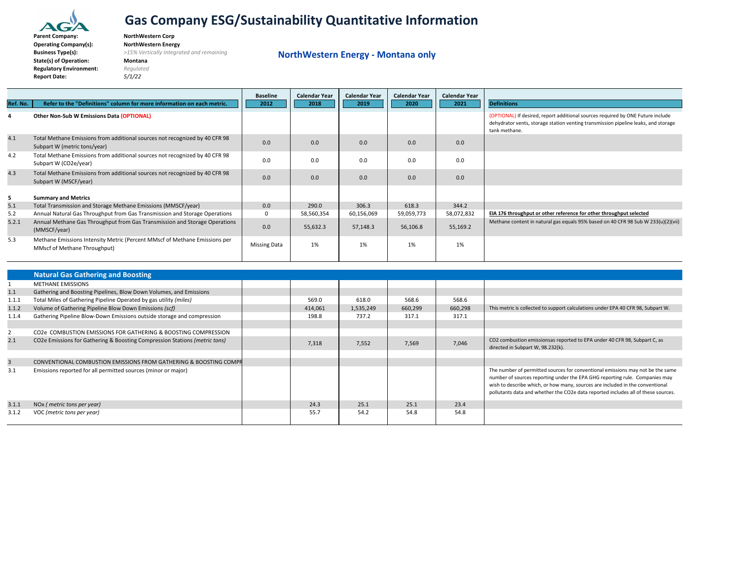# Gas Company ESG/Sustainability Quantitative Information

**Parent Company:** NorthWestern Corp
**Operating Company(s):** NorthWestern Energy
**Business Type(s):** *>15% Vertically Integrated and remaining*
**State(s) of Operation:** Montana
**Regulatory Environment:** *Regulated*
**Report Date:** *5/1/22*

## NorthWestern Energy - Montana only

| Ref. No. | Refer to the "Definitions" column for more information on each metric. | Baseline 2012 | Calendar Year 2018 | Calendar Year 2019 | Calendar Year 2020 | Calendar Year 2021 | Definitions |
|---|---|---|---|---|---|---|---|
| **4** | **Other Non-Sub W Emissions Data (OPTIONAL)** | | | | | | (OPTIONAL) If desired, report additional sources required by ONE Future include dehydrator vents, storage station venting transmission pipeline leaks, and storage tank methane. |
| 4.1 | Total Methane Emissions from additional sources not recognized by 40 CFR 98 Subpart W (metric tons/year) | 0.0 | 0.0 | 0.0 | 0.0 | 0.0 | |
| 4.2 | Total Methane Emissions from additional sources not recognized by 40 CFR 98 Subpart W (CO2e/year) | 0.0 | 0.0 | 0.0 | 0.0 | 0.0 | |
| 4.3 | Total Methane Emissions from additional sources not recognized by 40 CFR 98 Subpart W (MSCF/year) | 0.0 | 0.0 | 0.0 | 0.0 | 0.0 | |
| **5** | **Summary and Metrics** | | | | | | |
| 5.1 | Total Transmission and Storage Methane Emissions (MMSCF/year) | 0.0 | 290.0 | 306.3 | 618.3 | 344.2 | |
| 5.2 | Annual Natural Gas Throughput from Gas Transmission and Storage Operations | 0 | 58,560,354 | 60,156,069 | 59,059,773 | 58,072,832 | **EIA 176 throughput or other reference for other throughput selected** |
| 5.2.1 | Annual Methane Gas Throughput from Gas Transmission and Storage Operations (MMSCF/year) | 0.0 | 55,632.3 | 57,148.3 | 56,106.8 | 55,169.2 | Methane content in natural gas equals 95% based on 40 CFR 98 Sub W 233(u)(2)(vii) |
| 5.3 | Methane Emissions Intensity Metric (Percent MMscf of Methane Emissions per MMscf of Methane Throughput) | Missing Data | 1% | 1% | 1% | 1% | |

| | Natural Gas Gathering and Boosting | | | | | | |
|---|---|---|---|---|---|---|---|
| 1 | METHANE EMISSIONS | | | | | | |
| 1.1 | Gathering and Boosting Pipelines, Blow Down Volumes, and Emissions | | | | | | |
| 1.1.1 | Total Miles of Gathering Pipeline Operated by gas utility *(miles)* | | 569.0 | 618.0 | 568.6 | 568.6 | |
| 1.1.2 | Volume of Gathering Pipeline Blow Down Emissions *(scf)* | | 414,061 | 1,535,249 | 660,299 | 660,298 | This metric is collected to support calculations under EPA 40 CFR 98, Subpart W. |
| 1.1.4 | Gathering Pipeline Blow-Down Emissions outside storage and compression | | 198.8 | 737.2 | 317.1 | 317.1 | |
| 2 | CO2e COMBUSTION EMISSIONS FOR GATHERING & BOOSTING COMPRESSION | | | | | | |
| 2.1 | CO2e Emissions for Gathering & Boosting Compression Stations *(metric tons)* | | 7,318 | 7,552 | 7,569 | 7,046 | CO2 combustion emissionsas reported to EPA under 40 CFR 98, Subpart C, as directed in Subpart W, 98.232(k). |
| 3 | CONVENTIONAL COMBUSTION EMISSIONS FROM GATHERING & BOOSTING COMPR | | | | | | |
| 3.1 | Emissions reported for all permitted sources (minor or major) | | | | | | The number of permitted sources for conventional emissions may not be the same number of sources reporting under the EPA GHG reporting rule. Companies may wish to describe which, or how many, sources are included in the conventional pollutants data and whether the CO2e data reported includes all of these sources. |
| 3.1.1 | NOx *( metric tons per year)* | | 24.3 | 25.1 | 25.1 | 23.4 | |
| 3.1.2 | VOC *(metric tons per year)* | | 55.7 | 54.2 | 54.8 | 54.8 | |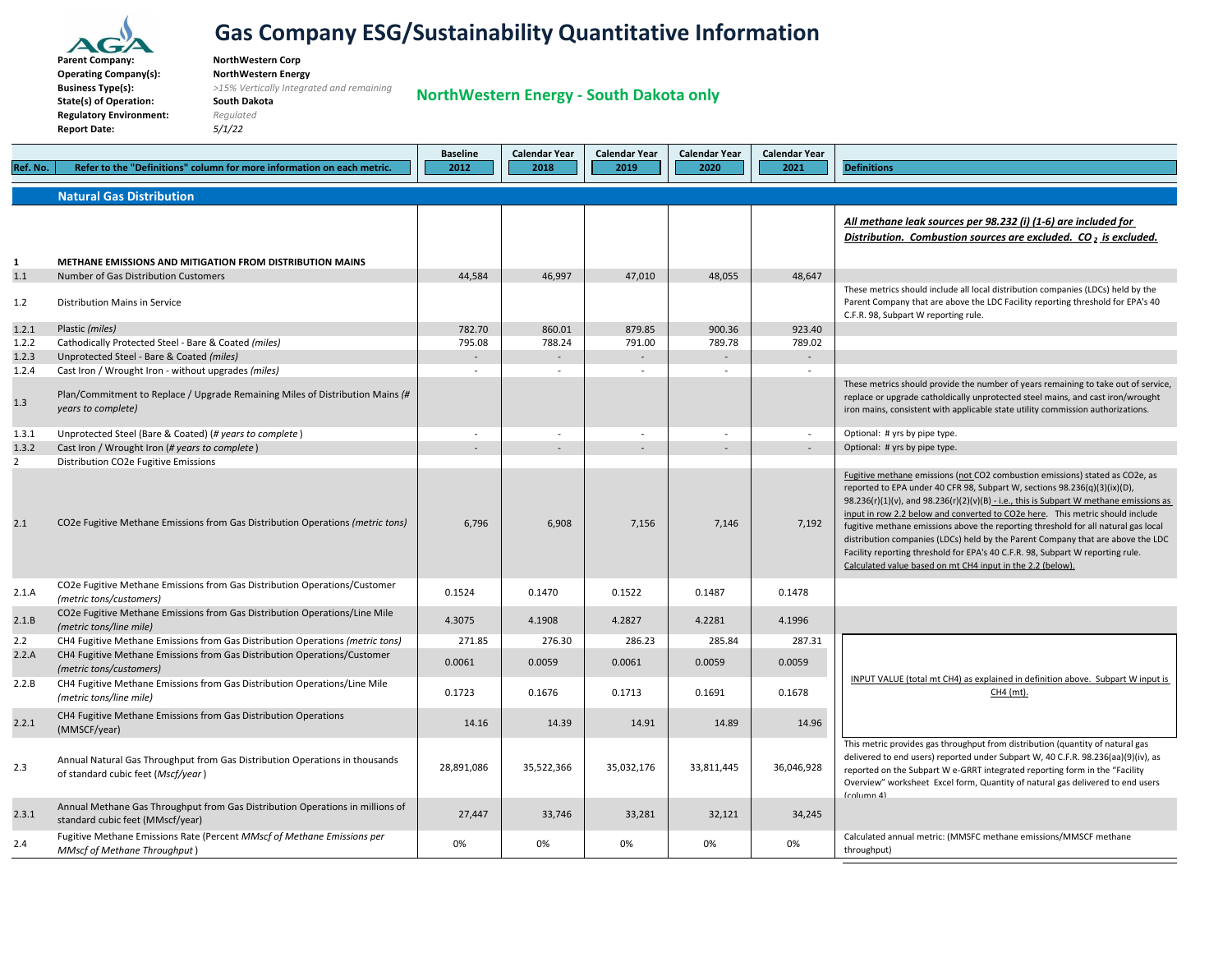# Gas Company ESG/Sustainability Quantitative Information

**Parent Company:** NorthWestern Corp
**Operating Company(s):** NorthWestern Energy
**Business Type(s):** >15% Vertically Integrated and remaining
**State(s) of Operation:** South Dakota
**Regulatory Environment:** Regulated
**Report Date:** 5/1/22

## NorthWestern Energy - South Dakota only

| Ref. No. | Refer to the "Definitions" column for more information on each metric. | Baseline 2012 | Calendar Year 2018 | Calendar Year 2019 | Calendar Year 2020 | Calendar Year 2021 | Definitions |
|---|---|---|---|---|---|---|---|
| | **Natural Gas Distribution** | | | | | | |
| 1 | **METHANE EMISSIONS AND MITIGATION FROM DISTRIBUTION MAINS** | | | | | | ***All methane leak sources per 98.232 (i) (1-6) are included for Distribution. Combustion sources are excluded. $CO_2$ is excluded.*** |
| 1.1 | Number of Gas Distribution Customers | 44,584 | 46,997 | 47,010 | 48,055 | 48,647 | |
| 1.2 | Distribution Mains in Service | | | | | | These metrics should include all local distribution companies (LDCs) held by the Parent Company that are above the LDC Facility reporting threshold for EPA's 40 C.F.R. 98, Subpart W reporting rule. |
| 1.2.1 | Plastic *(miles)* | 782.70 | 860.01 | 879.85 | 900.36 | 923.40 | |
| 1.2.2 | Cathodically Protected Steel - Bare & Coated *(miles)* | 795.08 | 788.24 | 791.00 | 789.78 | 789.02 | |
| 1.2.3 | Unprotected Steel - Bare & Coated *(miles)* | - | - | - | - | - | |
| 1.2.4 | Cast Iron / Wrought Iron - without upgrades *(miles)* | - | - | - | - | - | |
| 1.3 | Plan/Commitment to Replace / Upgrade Remaining Miles of Distribution Mains *(# years to complete)* | | | | | | These metrics should provide the number of years remaining to take out of service, replace or upgrade catholdically unprotected steel mains, and cast iron/wrought iron mains, consistent with applicable state utility commission authorizations. |
| 1.3.1 | Unprotected Steel (Bare & Coated) *(# years to complete)* | - | - | - | - | - | Optional: # yrs by pipe type. |
| 1.3.2 | Cast Iron / Wrought Iron *(# years to complete)* | - | - | - | - | - | Optional: # yrs by pipe type. |
| 2 | Distribution CO2e Fugitive Emissions | | | | | | |
| 2.1 | CO2e Fugitive Methane Emissions from Gas Distribution Operations *(metric tons)* | 6,796 | 6,908 | 7,156 | 7,146 | 7,192 | Fugitive methane emissions (not CO2 combustion emissions) stated as CO2e, as reported to EPA under 40 CFR 98, Subpart W, sections 98.236(q)(3)(ix)(D), 98.236(r)(1)(v), and 98.236(r)(2)(v)(B) - i.e., this is Subpart W methane emissions as input in row 2.2 below and converted to CO2e here. This metric should include fugitive methane emissions above the reporting threshold for all natural gas local distribution companies (LDCs) held by the Parent Company that are above the LDC Facility reporting threshold for EPA's 40 C.F.R. 98, Subpart W reporting rule. Calculated value based on mt CH4 input in the 2.2 (below). |
| 2.1.A | CO2e Fugitive Methane Emissions from Gas Distribution Operations/Customer *(metric tons/customers)* | 0.1524 | 0.1470 | 0.1522 | 0.1487 | 0.1478 | |
| 2.1.B | CO2e Fugitive Methane Emissions from Gas Distribution Operations/Line Mile *(metric tons/line mile)* | 4.3075 | 4.1908 | 4.2827 | 4.2281 | 4.1996 | |
| 2.2 | CH4 Fugitive Methane Emissions from Gas Distribution Operations *(metric tons)* | 271.85 | 276.30 | 286.23 | 285.84 | 287.31 | INPUT VALUE (total mt CH4) as explained in definition above. Subpart W input is CH4 (mt). |
| 2.2.A | CH4 Fugitive Methane Emissions from Gas Distribution Operations/Customer *(metric tons/customers)* | 0.0061 | 0.0059 | 0.0061 | 0.0059 | 0.0059 | |
| 2.2.B | CH4 Fugitive Methane Emissions from Gas Distribution Operations/Line Mile *(metric tons/line mile)* | 0.1723 | 0.1676 | 0.1713 | 0.1691 | 0.1678 | |
| 2.2.1 | CH4 Fugitive Methane Emissions from Gas Distribution Operations (MMSCF/year) | 14.16 | 14.39 | 14.91 | 14.89 | 14.96 | |
| 2.3 | Annual Natural Gas Throughput from Gas Distribution Operations in thousands of standard cubic feet (*Mscf/year*) | 28,891,086 | 35,522,366 | 35,032,176 | 33,811,445 | 36,046,928 | This metric provides gas throughput from distribution (quantity of natural gas delivered to end users) reported under Subpart W, 40 C.F.R. 98.236(aa)(9)(iv), as reported on the Subpart W e-GRRT integrated reporting form in the "Facility Overview" worksheet Excel form, Quantity of natural gas delivered to end users (column 4) |
| 2.3.1 | Annual Methane Gas Throughput from Gas Distribution Operations in millions of standard cubic feet (MMscf/year) | 27,447 | 33,746 | 33,281 | 32,121 | 34,245 | |
| 2.4 | Fugitive Methane Emissions Rate (Percent *MMscf of Methane Emissions per MMscf of Methane Throughput*) | 0% | 0% | 0% | 0% | 0% | Calculated annual metric: (MMSFC methane emissions/MMSCF methane throughput) |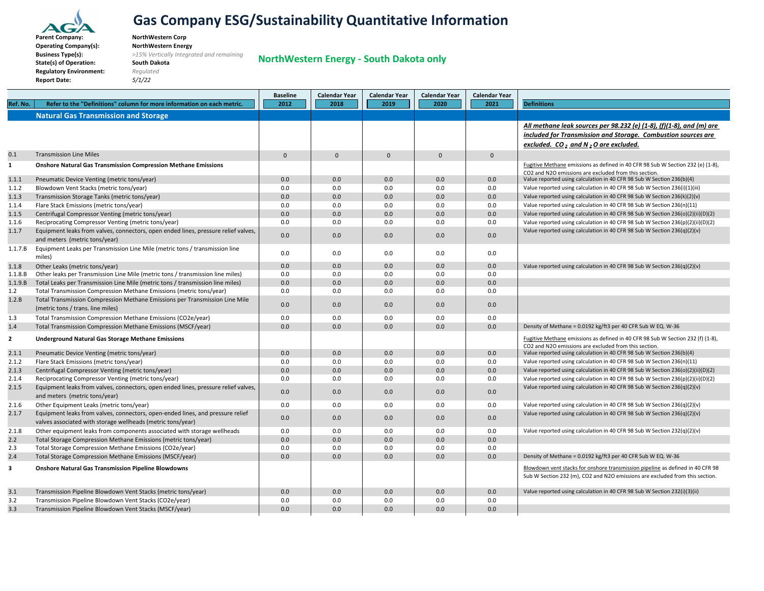# Gas Company ESG/Sustainability Quantitative Information

**Parent Company:** NorthWestern Corp
**Operating Company(s):** NorthWestern Energy
**Business Type(s):** *>15% Vertically Integrated and remaining*
**State(s) of Operation:** South Dakota
**Regulatory Environment:** *Regulated*
**Report Date:** *5/1/22*

## NorthWestern Energy - South Dakota only

| Ref. No. | Refer to the "Definitions" column for more information on each metric. | Baseline 2012 | Calendar Year 2018 | Calendar Year 2019 | Calendar Year 2020 | Calendar Year 2021 | Definitions |
|---|---|---|---|---|---|---|---|
| | **Natural Gas Transmission and Storage** | | | | | | |
| | | | | | | | ***All methane leak sources per 98.232 (e) (1-8), (f)(1-8), and (m) are included for Transmission and Storage. Combustion sources are excluded. $CO_2$ and $N_2O$ are excluded.*** |
| 0.1 | Transmission Line Miles | 0 | 0 | 0 | 0 | 0 | |
| **1** | **Onshore Natural Gas Transmission Compression Methane Emissions** | | | | | | Fugitive Methane emissions as defined in 40 CFR 98 Sub W Section 232 (e) (1-8), CO2 and N2O emissions are excluded from this section. |
| 1.1.1 | Pneumatic Device Venting (metric tons/year) | 0.0 | 0.0 | 0.0 | 0.0 | 0.0 | Value reported using calculation in 40 CFR 98 Sub W Section 236(b)(4) |
| 1.1.2 | Blowdown Vent Stacks (metric tons/year) | 0.0 | 0.0 | 0.0 | 0.0 | 0.0 | Value reported using calculation in 40 CFR 98 Sub W Section 236(i)(1)(iii) |
| 1.1.3 | Transmission Storage Tanks (metric tons/year) | 0.0 | 0.0 | 0.0 | 0.0 | 0.0 | Value reported using calculation in 40 CFR 98 Sub W Section 236(k)(2)(v) |
| 1.1.4 | Flare Stack Emissions (metric tons/year) | 0.0 | 0.0 | 0.0 | 0.0 | 0.0 | Value reported using calculation in 40 CFR 98 Sub W Section 236(n)(11) |
| 1.1.5 | Centrifugal Compressor Venting (metric tons/year) | 0.0 | 0.0 | 0.0 | 0.0 | 0.0 | Value reported using calculation in 40 CFR 98 Sub W Section 236(o)(2)(ii)(D)(2) |
| 1.1.6 | Reciprocating Compressor Venting (metric tons/year) | 0.0 | 0.0 | 0.0 | 0.0 | 0.0 | Value reported using calculation in 40 CFR 98 Sub W Section 236(p)(2)(ii)(D)(2) |
| 1.1.7 | Equipment leaks from valves, connectors, open ended lines, pressure relief valves, and meters (metric tons/year) | 0.0 | 0.0 | 0.0 | 0.0 | 0.0 | Value reported using calculation in 40 CFR 98 Sub W Section 236(q)(2)(v) |
| 1.1.7.B | Equipment Leaks per Transmission Line Mile (metric tons / transmission line miles) | 0.0 | 0.0 | 0.0 | 0.0 | 0.0 | |
| 1.1.8 | Other Leaks (metric tons/year) | 0.0 | 0.0 | 0.0 | 0.0 | 0.0 | Value reported using calculation in 40 CFR 98 Sub W Section 236(q)(2)(v) |
| 1.1.8.B | Other leaks per Transmission Line Mile (metric tons / transmission line miles) | 0.0 | 0.0 | 0.0 | 0.0 | 0.0 | |
| 1.1.9.B | Total Leaks per Transmission Line Mile (metric tons / transmission line miles) | 0.0 | 0.0 | 0.0 | 0.0 | 0.0 | |
| 1.2 | Total Transmission Compression Methane Emissions (metric tons/year) | 0.0 | 0.0 | 0.0 | 0.0 | 0.0 | |
| 1.2.B | Total Transmission Compression Methane Emissions per Transmission Line Mile (metric tons / trans. line miles) | 0.0 | 0.0 | 0.0 | 0.0 | 0.0 | |
| 1.3 | Total Transmission Compression Methane Emissions (CO2e/year) | 0.0 | 0.0 | 0.0 | 0.0 | 0.0 | |
| 1.4 | Total Transmission Compression Methane Emissions (MSCF/year) | 0.0 | 0.0 | 0.0 | 0.0 | 0.0 | Density of Methane = 0.0192 kg/ft3 per 40 CFR Sub W EQ. W-36 |
| **2** | **Underground Natural Gas Storage Methane Emissions** | | | | | | Fugitive Methane emissions as defined in 40 CFR 98 Sub W Section 232 (f) (1-8), CO2 and N2O emissions are excluded from this section. |
| 2.1.1 | Pneumatic Device Venting (metric tons/year) | 0.0 | 0.0 | 0.0 | 0.0 | 0.0 | Value reported using calculation in 40 CFR 98 Sub W Section 236(b)(4) |
| 2.1.2 | Flare Stack Emissions (metric tons/year) | 0.0 | 0.0 | 0.0 | 0.0 | 0.0 | Value reported using calculation in 40 CFR 98 Sub W Section 236(n)(11) |
| 2.1.3 | Centrifugal Compressor Venting (metric tons/year) | 0.0 | 0.0 | 0.0 | 0.0 | 0.0 | Value reported using calculation in 40 CFR 98 Sub W Section 236(o)(2)(ii)(D)(2) |
| 2.1.4 | Reciprocating Compressor Venting (metric tons/year) | 0.0 | 0.0 | 0.0 | 0.0 | 0.0 | Value reported using calculation in 40 CFR 98 Sub W Section 236(p)(2)(ii)(D)(2) |
| 2.1.5 | Equipment leaks from valves, connectors, open ended lines, pressure relief valves, and meters (metric tons/year) | 0.0 | 0.0 | 0.0 | 0.0 | 0.0 | Value reported using calculation in 40 CFR 98 Sub W Section 236(q)(2)(v) |
| 2.1.6 | Other Equipment Leaks (metric tons/year) | 0.0 | 0.0 | 0.0 | 0.0 | 0.0 | Value reported using calculation in 40 CFR 98 Sub W Section 236(q)(2)(v) |
| 2.1.7 | Equipment leaks from valves, connectors, open-ended lines, and pressure relief valves associated with storage wellheads (metric tons/year) | 0.0 | 0.0 | 0.0 | 0.0 | 0.0 | Value reported using calculation in 40 CFR 98 Sub W Section 236(q)(2)(v) |
| 2.1.8 | Other equipment leaks from components associated with storage wellheads | 0.0 | 0.0 | 0.0 | 0.0 | 0.0 | Value reported using calculation in 40 CFR 98 Sub W Section 232(q)(2)(v) |
| 2.2 | Total Storage Compression Methane Emissions (metric tons/year) | 0.0 | 0.0 | 0.0 | 0.0 | 0.0 | |
| 2.3 | Total Storage Compression Methane Emissions (CO2e/year) | 0.0 | 0.0 | 0.0 | 0.0 | 0.0 | |
| 2.4 | Total Storage Compression Methane Emissions (MSCF/year) | 0.0 | 0.0 | 0.0 | 0.0 | 0.0 | Density of Methane = 0.0192 kg/ft3 per 40 CFR Sub W EQ. W-36 |
| **3** | **Onshore Natural Gas Transmission Pipeline Blowdowns** | | | | | | Blowdown vent stacks for onshore transmission pipeline as defined in 40 CFR 98 Sub W Section 232 (m), CO2 and N2O emissions are excluded from this section. |
| 3.1 | Transmission Pipeline Blowdown Vent Stacks (metric tons/year) | 0.0 | 0.0 | 0.0 | 0.0 | 0.0 | Value reported using calculation in 40 CFR 98 Sub W Section 232(i)(3)(ii) |
| 3.2 | Transmission Pipeline Blowdown Vent Stacks (CO2e/year) | 0.0 | 0.0 | 0.0 | 0.0 | 0.0 | |
| 3.3 | Transmission Pipeline Blowdown Vent Stacks (MSCF/year) | 0.0 | 0.0 | 0.0 | 0.0 | 0.0 | |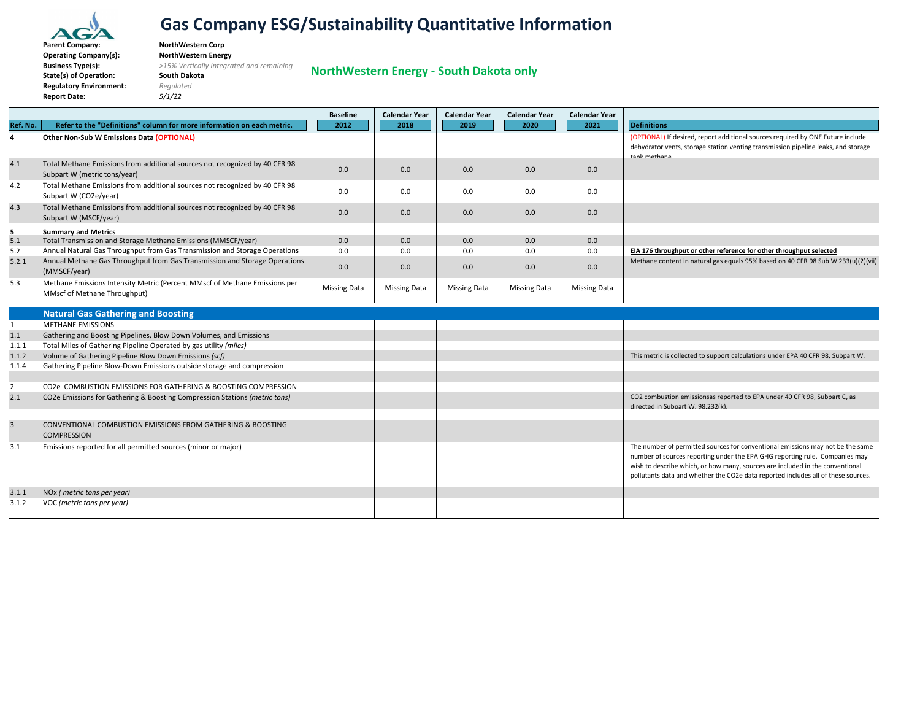# Gas Company ESG/Sustainability Quantitative Information

**Parent Company:** NorthWestern Corp
**Operating Company(s):** NorthWestern Energy
**Business Type(s):** *>15% Vertically Integrated and remaining*
**State(s) of Operation:** South Dakota
**Regulatory Environment:** *Regulated*
**Report Date:** *5/1/22*

## NorthWestern Energy - South Dakota only

| Ref. No. | Refer to the "Definitions" column for more information on each metric. | Baseline 2012 | Calendar Year 2018 | Calendar Year 2019 | Calendar Year 2020 | Calendar Year 2021 | Definitions |
|---|---|---|---|---|---|---|---|
| **4** | **Other Non-Sub W Emissions Data (OPTIONAL)** | | | | | | (OPTIONAL) If desired, report additional sources required by ONE Future include dehydrator vents, storage station venting transmission pipeline leaks, and storage tank methane. |
| 4.1 | Total Methane Emissions from additional sources not recognized by 40 CFR 98 Subpart W (metric tons/year) | 0.0 | 0.0 | 0.0 | 0.0 | 0.0 | |
| 4.2 | Total Methane Emissions from additional sources not recognized by 40 CFR 98 Subpart W (CO2e/year) | 0.0 | 0.0 | 0.0 | 0.0 | 0.0 | |
| 4.3 | Total Methane Emissions from additional sources not recognized by 40 CFR 98 Subpart W (MSCF/year) | 0.0 | 0.0 | 0.0 | 0.0 | 0.0 | |
| **5** | **Summary and Metrics** | | | | | | |
| 5.1 | Total Transmission and Storage Methane Emissions (MMSCF/year) | 0.0 | 0.0 | 0.0 | 0.0 | 0.0 | |
| 5.2 | Annual Natural Gas Throughput from Gas Transmission and Storage Operations | 0.0 | 0.0 | 0.0 | 0.0 | 0.0 | **EIA 176 throughput or other reference for other throughput selected** |
| 5.2.1 | Annual Methane Gas Throughput from Gas Transmission and Storage Operations (MMSCF/year) | 0.0 | 0.0 | 0.0 | 0.0 | 0.0 | Methane content in natural gas equals 95% based on 40 CFR 98 Sub W 233(u)(2)(vii) |
| 5.3 | Methane Emissions Intensity Metric (Percent MMscf of Methane Emissions per MMscf of Methane Throughput) | Missing Data | Missing Data | Missing Data | Missing Data | Missing Data | |

## Natural Gas Gathering and Boosting

| Ref. No. | Metric | Baseline 2012 | Calendar Year 2018 | Calendar Year 2019 | Calendar Year 2020 | Calendar Year 2021 | Definitions |
|---|---|---|---|---|---|---|---|
| 1 | METHANE EMISSIONS | | | | | | |
| 1.1 | Gathering and Boosting Pipelines, Blow Down Volumes, and Emissions | | | | | | |
| 1.1.1 | Total Miles of Gathering Pipeline Operated by gas utility *(miles)* | | | | | | |
| 1.1.2 | Volume of Gathering Pipeline Blow Down Emissions *(scf)* | | | | | | This metric is collected to support calculations under EPA 40 CFR 98, Subpart W. |
| 1.1.4 | Gathering Pipeline Blow-Down Emissions outside storage and compression | | | | | | |
| 2 | CO2e COMBUSTION EMISSIONS FOR GATHERING & BOOSTING COMPRESSION | | | | | | |
| 2.1 | CO2e Emissions for Gathering & Boosting Compression Stations *(metric tons)* | | | | | | CO2 combustion emissionsas reported to EPA under 40 CFR 98, Subpart C, as directed in Subpart W, 98.232(k). |
| 3 | CONVENTIONAL COMBUSTION EMISSIONS FROM GATHERING & BOOSTING COMPRESSION | | | | | | |
| 3.1 | Emissions reported for all permitted sources (minor or major) | | | | | | The number of permitted sources for conventional emissions may not be the same number of sources reporting under the EPA GHG reporting rule. Companies may wish to describe which, or how many, sources are included in the conventional pollutants data and whether the CO2e data reported includes all of these sources. |
| 3.1.1 | NOx *( metric tons per year)* | | | | | | |
| 3.1.2 | VOC *(metric tons per year)* | | | | | | |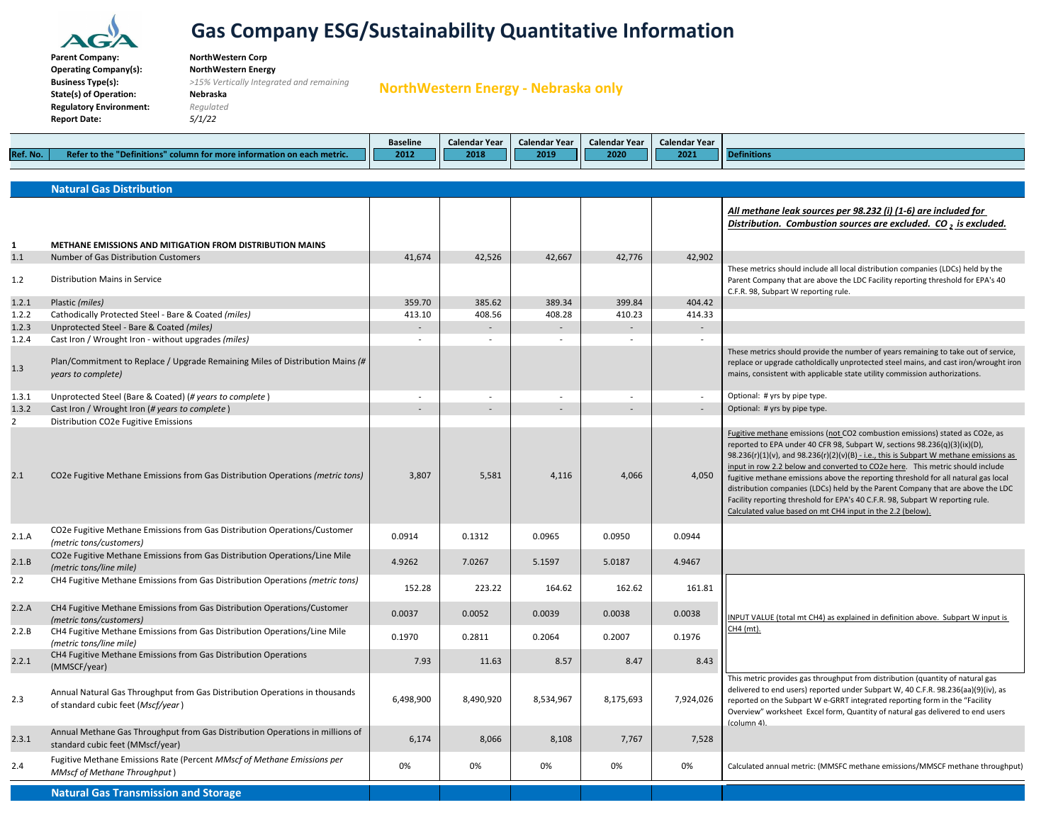# Gas Company ESG/Sustainability Quantitative Information

**Parent Company:** NorthWestern Corp
**Operating Company(s):** NorthWestern Energy
**Business Type(s):** *>15% Vertically Integrated and remaining*
**State(s) of Operation:** Nebraska
**Regulatory Environment:** *Regulated*
**Report Date:** *5/1/22*

**NorthWestern Energy - Nebraska only**

| Ref. No. | Refer to the "Definitions" column for more information on each metric. | Baseline 2012 | Calendar Year 2018 | Calendar Year 2019 | Calendar Year 2020 | Calendar Year 2021 | Definitions |
|---|---|---|---|---|---|---|---|
| | **Natural Gas Distribution** | | | | | | |
| 1 | **METHANE EMISSIONS AND MITIGATION FROM DISTRIBUTION MAINS** | | | | | | ***All methane leak sources per 98.232 (i) (1-6) are included for Distribution. Combustion sources are excluded. $CO_2$ is excluded.*** |
| 1.1 | Number of Gas Distribution Customers | 41,674 | 42,526 | 42,667 | 42,776 | 42,902 | |
| 1.2 | Distribution Mains in Service | | | | | | These metrics should include all local distribution companies (LDCs) held by the Parent Company that are above the LDC Facility reporting threshold for EPA's 40 C.F.R. 98, Subpart W reporting rule. |
| 1.2.1 | Plastic *(miles)* | 359.70 | 385.62 | 389.34 | 399.84 | 404.42 | |
| 1.2.2 | Cathodically Protected Steel - Bare & Coated *(miles)* | 413.10 | 408.56 | 408.28 | 410.23 | 414.33 | |
| 1.2.3 | Unprotected Steel - Bare & Coated *(miles)* | - | - | - | - | - | |
| 1.2.4 | Cast Iron / Wrought Iron - without upgrades *(miles)* | - | - | - | - | - | |
| 1.3 | Plan/Commitment to Replace / Upgrade Remaining Miles of Distribution Mains *(# years to complete)* | | | | | | These metrics should provide the number of years remaining to take out of service, replace or upgrade catholdically unprotected steel mains, and cast iron/wrought iron mains, consistent with applicable state utility commission authorizations. |
| 1.3.1 | Unprotected Steel (Bare & Coated) *(# years to complete)* | - | - | - | - | - | Optional: # yrs by pipe type. |
| 1.3.2 | Cast Iron / Wrought Iron *(# years to complete)* | - | - | - | - | - | Optional: # yrs by pipe type. |
| 2 | Distribution CO2e Fugitive Emissions | | | | | | |
| 2.1 | CO2e Fugitive Methane Emissions from Gas Distribution Operations *(metric tons)* | 3,807 | 5,581 | 4,116 | 4,066 | 4,050 | Fugitive methane emissions (not CO2 combustion emissions) stated as CO2e, as reported to EPA under 40 CFR 98, Subpart W, sections 98.236(q)(3)(ix)(D), 98.236(r)(1)(v), and 98.236(r)(2)(v)(B) - i.e., this is Subpart W methane emissions as input in row 2.2 below and converted to CO2e here. This metric should include fugitive methane emissions above the reporting threshold for all natural gas local distribution companies (LDCs) held by the Parent Company that are above the LDC Facility reporting threshold for EPA's 40 C.F.R. 98, Subpart W reporting rule. Calculated value based on mt CH4 input in the 2.2 (below). |
| 2.1.A | CO2e Fugitive Methane Emissions from Gas Distribution Operations/Customer *(metric tons/customers)* | 0.0914 | 0.1312 | 0.0965 | 0.0950 | 0.0944 | |
| 2.1.B | CO2e Fugitive Methane Emissions from Gas Distribution Operations/Line Mile *(metric tons/line mile)* | 4.9262 | 7.0267 | 5.1597 | 5.0187 | 4.9467 | |
| 2.2 | CH4 Fugitive Methane Emissions from Gas Distribution Operations *(metric tons)* | 152.28 | 223.22 | 164.62 | 162.62 | 161.81 | INPUT VALUE (total mt CH4) as explained in definition above. Subpart W input is CH4 (mt). |
| 2.2.A | CH4 Fugitive Methane Emissions from Gas Distribution Operations/Customer *(metric tons/customers)* | 0.0037 | 0.0052 | 0.0039 | 0.0038 | 0.0038 | |
| 2.2.B | CH4 Fugitive Methane Emissions from Gas Distribution Operations/Line Mile *(metric tons/line mile)* | 0.1970 | 0.2811 | 0.2064 | 0.2007 | 0.1976 | |
| 2.2.1 | CH4 Fugitive Methane Emissions from Gas Distribution Operations (MMSCF/year) | 7.93 | 11.63 | 8.57 | 8.47 | 8.43 | |
| 2.3 | Annual Natural Gas Throughput from Gas Distribution Operations in thousands of standard cubic feet *(Mscf/year)* | 6,498,900 | 8,490,920 | 8,534,967 | 8,175,693 | 7,924,026 | This metric provides gas throughput from distribution (quantity of natural gas delivered to end users) reported under Subpart W, 40 C.F.R. 98.236(aa)(9)(iv), as reported on the Subpart W e-GRRT integrated reporting form in the "Facility Overview" worksheet Excel form, Quantity of natural gas delivered to end users (column 4). |
| 2.3.1 | Annual Methane Gas Throughput from Gas Distribution Operations in millions of standard cubic feet (MMscf/year) | 6,174 | 8,066 | 8,108 | 7,767 | 7,528 | |
| 2.4 | Fugitive Methane Emissions Rate (Percent *MMscf of Methane Emissions per MMscf of Methane Throughput*) | 0% | 0% | 0% | 0% | 0% | Calculated annual metric: (MMSFC methane emissions/MMSCF methane throughput) |
| | **Natural Gas Transmission and Storage** | | | | | | |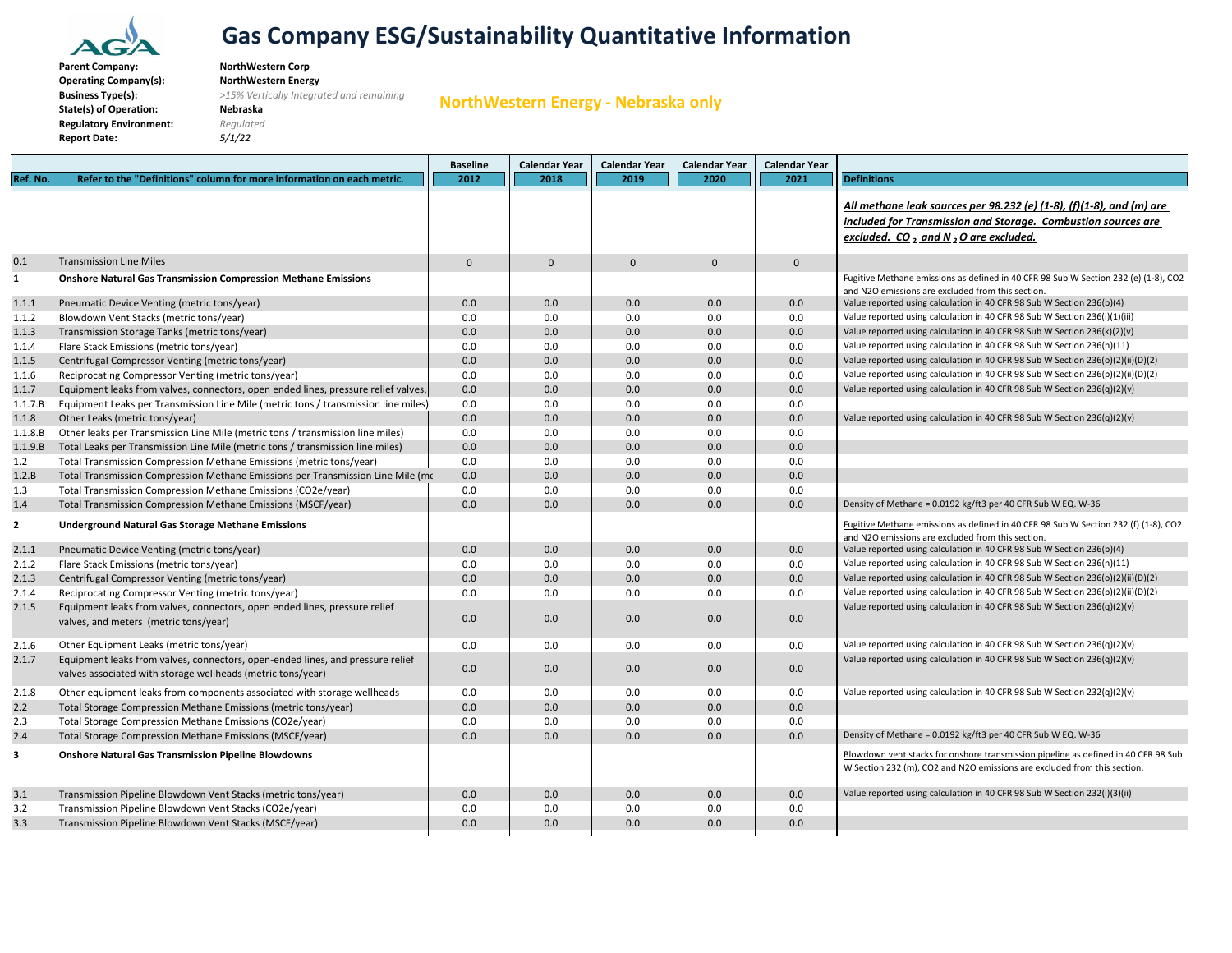# Gas Company ESG/Sustainability Quantitative Information

**Parent Company:** NorthWestern Corp
**Operating Company(s):** NorthWestern Energy
**Business Type(s):** *>15% Vertically Integrated and remaining*
**State(s) of Operation:** Nebraska
**Regulatory Environment:** *Regulated*
**Report Date:** *5/1/22*

**NorthWestern Energy - Nebraska only**

| Ref. No. | Refer to the "Definitions" column for more information on each metric. | Baseline 2012 | Calendar Year 2018 | Calendar Year 2019 | Calendar Year 2020 | Calendar Year 2021 | Definitions |
|---|---|---|---|---|---|---|---|
| | | | | | | | ***All methane leak sources per 98.232 (e) (1-8), (f)(1-8), and (m) are included for Transmission and Storage. Combustion sources are excluded. $CO_2$ and $N_2O$ are excluded.*** |
| 0.1 | Transmission Line Miles | 0 | 0 | 0 | 0 | 0 | |
| **1** | **Onshore Natural Gas Transmission Compression Methane Emissions** | | | | | | Fugitive Methane emissions as defined in 40 CFR 98 Sub W Section 232 (e) (1-8), CO2 and N2O emissions are excluded from this section. |
| 1.1.1 | Pneumatic Device Venting (metric tons/year) | 0.0 | 0.0 | 0.0 | 0.0 | 0.0 | Value reported using calculation in 40 CFR 98 Sub W Section 236(b)(4) |
| 1.1.2 | Blowdown Vent Stacks (metric tons/year) | 0.0 | 0.0 | 0.0 | 0.0 | 0.0 | Value reported using calculation in 40 CFR 98 Sub W Section 236(i)(1)(iii) |
| 1.1.3 | Transmission Storage Tanks (metric tons/year) | 0.0 | 0.0 | 0.0 | 0.0 | 0.0 | Value reported using calculation in 40 CFR 98 Sub W Section 236(k)(2)(v) |
| 1.1.4 | Flare Stack Emissions (metric tons/year) | 0.0 | 0.0 | 0.0 | 0.0 | 0.0 | Value reported using calculation in 40 CFR 98 Sub W Section 236(n)(11) |
| 1.1.5 | Centrifugal Compressor Venting (metric tons/year) | 0.0 | 0.0 | 0.0 | 0.0 | 0.0 | Value reported using calculation in 40 CFR 98 Sub W Section 236(o)(2)(ii)(D)(2) |
| 1.1.6 | Reciprocating Compressor Venting (metric tons/year) | 0.0 | 0.0 | 0.0 | 0.0 | 0.0 | Value reported using calculation in 40 CFR 98 Sub W Section 236(p)(2)(ii)(D)(2) |
| 1.1.7 | Equipment leaks from valves, connectors, open ended lines, pressure relief valves, | 0.0 | 0.0 | 0.0 | 0.0 | 0.0 | Value reported using calculation in 40 CFR 98 Sub W Section 236(q)(2)(v) |
| 1.1.7.B | Equipment Leaks per Transmission Line Mile (metric tons / transmission line miles) | 0.0 | 0.0 | 0.0 | 0.0 | 0.0 | |
| 1.1.8 | Other Leaks (metric tons/year) | 0.0 | 0.0 | 0.0 | 0.0 | 0.0 | Value reported using calculation in 40 CFR 98 Sub W Section 236(q)(2)(v) |
| 1.1.8.B | Other leaks per Transmission Line Mile (metric tons / transmission line miles) | 0.0 | 0.0 | 0.0 | 0.0 | 0.0 | |
| 1.1.9.B | Total Leaks per Transmission Line Mile (metric tons / transmission line miles) | 0.0 | 0.0 | 0.0 | 0.0 | 0.0 | |
| 1.2 | Total Transmission Compression Methane Emissions (metric tons/year) | 0.0 | 0.0 | 0.0 | 0.0 | 0.0 | |
| 1.2.B | Total Transmission Compression Methane Emissions per Transmission Line Mile (me | 0.0 | 0.0 | 0.0 | 0.0 | 0.0 | |
| 1.3 | Total Transmission Compression Methane Emissions (CO2e/year) | 0.0 | 0.0 | 0.0 | 0.0 | 0.0 | |
| 1.4 | Total Transmission Compression Methane Emissions (MSCF/year) | 0.0 | 0.0 | 0.0 | 0.0 | 0.0 | Density of Methane = 0.0192 kg/ft3 per 40 CFR Sub W EQ. W-36 |
| **2** | **Underground Natural Gas Storage Methane Emissions** | | | | | | Fugitive Methane emissions as defined in 40 CFR 98 Sub W Section 232 (f) (1-8), CO2 and N2O emissions are excluded from this section. |
| 2.1.1 | Pneumatic Device Venting (metric tons/year) | 0.0 | 0.0 | 0.0 | 0.0 | 0.0 | Value reported using calculation in 40 CFR 98 Sub W Section 236(b)(4) |
| 2.1.2 | Flare Stack Emissions (metric tons/year) | 0.0 | 0.0 | 0.0 | 0.0 | 0.0 | Value reported using calculation in 40 CFR 98 Sub W Section 236(n)(11) |
| 2.1.3 | Centrifugal Compressor Venting (metric tons/year) | 0.0 | 0.0 | 0.0 | 0.0 | 0.0 | Value reported using calculation in 40 CFR 98 Sub W Section 236(o)(2)(ii)(D)(2) |
| 2.1.4 | Reciprocating Compressor Venting (metric tons/year) | 0.0 | 0.0 | 0.0 | 0.0 | 0.0 | Value reported using calculation in 40 CFR 98 Sub W Section 236(p)(2)(ii)(D)(2) |
| 2.1.5 | Equipment leaks from valves, connectors, open ended lines, pressure relief valves, and meters (metric tons/year) | 0.0 | 0.0 | 0.0 | 0.0 | 0.0 | Value reported using calculation in 40 CFR 98 Sub W Section 236(q)(2)(v) |
| 2.1.6 | Other Equipment Leaks (metric tons/year) | 0.0 | 0.0 | 0.0 | 0.0 | 0.0 | Value reported using calculation in 40 CFR 98 Sub W Section 236(q)(2)(v) |
| 2.1.7 | Equipment leaks from valves, connectors, open-ended lines, and pressure relief valves associated with storage wellheads (metric tons/year) | 0.0 | 0.0 | 0.0 | 0.0 | 0.0 | Value reported using calculation in 40 CFR 98 Sub W Section 236(q)(2)(v) |
| 2.1.8 | Other equipment leaks from components associated with storage wellheads | 0.0 | 0.0 | 0.0 | 0.0 | 0.0 | Value reported using calculation in 40 CFR 98 Sub W Section 232(q)(2)(v) |
| 2.2 | Total Storage Compression Methane Emissions (metric tons/year) | 0.0 | 0.0 | 0.0 | 0.0 | 0.0 | |
| 2.3 | Total Storage Compression Methane Emissions (CO2e/year) | 0.0 | 0.0 | 0.0 | 0.0 | 0.0 | |
| 2.4 | Total Storage Compression Methane Emissions (MSCF/year) | 0.0 | 0.0 | 0.0 | 0.0 | 0.0 | Density of Methane = 0.0192 kg/ft3 per 40 CFR Sub W EQ. W-36 |
| **3** | **Onshore Natural Gas Transmission Pipeline Blowdowns** | | | | | | Blowdown vent stacks for onshore transmission pipeline as defined in 40 CFR 98 Sub W Section 232 (m), CO2 and N2O emissions are excluded from this section. |
| 3.1 | Transmission Pipeline Blowdown Vent Stacks (metric tons/year) | 0.0 | 0.0 | 0.0 | 0.0 | 0.0 | Value reported using calculation in 40 CFR 98 Sub W Section 232(i)(3)(ii) |
| 3.2 | Transmission Pipeline Blowdown Vent Stacks (CO2e/year) | 0.0 | 0.0 | 0.0 | 0.0 | 0.0 | |
| 3.3 | Transmission Pipeline Blowdown Vent Stacks (MSCF/year) | 0.0 | 0.0 | 0.0 | 0.0 | 0.0 | |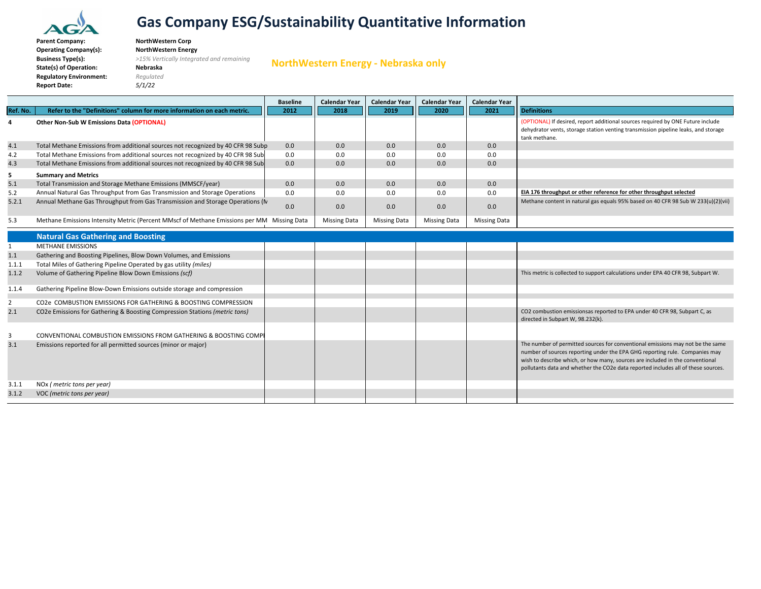# Gas Company ESG/Sustainability Quantitative Information

**Parent Company:** NorthWestern Corp
**Operating Company(s):** NorthWestern Energy
**Business Type(s):** *>15% Vertically Integrated and remaining*
**State(s) of Operation:** Nebraska
**Regulatory Environment:** *Regulated*
**Report Date:** *5/1/22*

**NorthWestern Energy - Nebraska only**

| Ref. No. | Refer to the "Definitions" column for more information on each metric. | Baseline 2012 | Calendar Year 2018 | Calendar Year 2019 | Calendar Year 2020 | Calendar Year 2021 | Definitions |
|---|---|---|---|---|---|---|---|
| **4** | **Other Non-Sub W Emissions Data (OPTIONAL)** | | | | | | (OPTIONAL) If desired, report additional sources required by ONE Future include dehydrator vents, storage station venting transmission pipeline leaks, and storage tank methane. |
| 4.1 | Total Methane Emissions from additional sources not recognized by 40 CFR 98 Subp | 0.0 | 0.0 | 0.0 | 0.0 | 0.0 | |
| 4.2 | Total Methane Emissions from additional sources not recognized by 40 CFR 98 Sub | 0.0 | 0.0 | 0.0 | 0.0 | 0.0 | |
| 4.3 | Total Methane Emissions from additional sources not recognized by 40 CFR 98 Sub | 0.0 | 0.0 | 0.0 | 0.0 | 0.0 | |
| **5** | **Summary and Metrics** | | | | | | |
| 5.1 | Total Transmission and Storage Methane Emissions (MMSCF/year) | 0.0 | 0.0 | 0.0 | 0.0 | 0.0 | |
| 5.2 | Annual Natural Gas Throughput from Gas Transmission and Storage Operations | 0.0 | 0.0 | 0.0 | 0.0 | 0.0 | **EIA 176 throughput or other reference for other throughput selected** |
| 5.2.1 | Annual Methane Gas Throughput from Gas Transmission and Storage Operations (M | 0.0 | 0.0 | 0.0 | 0.0 | 0.0 | Methane content in natural gas equals 95% based on 40 CFR 98 Sub W 233(u)(2)(vii) |
| 5.3 | Methane Emissions Intensity Metric (Percent MMscf of Methane Emissions per MM | Missing Data | Missing Data | Missing Data | Missing Data | Missing Data | |
| | **Natural Gas Gathering and Boosting** | | | | | | |
| 1 | METHANE EMISSIONS | | | | | | |
| 1.1 | Gathering and Boosting Pipelines, Blow Down Volumes, and Emissions | | | | | | |
| 1.1.1 | Total Miles of Gathering Pipeline Operated by gas utility *(miles)* | | | | | | |
| 1.1.2 | Volume of Gathering Pipeline Blow Down Emissions *(scf)* | | | | | | This metric is collected to support calculations under EPA 40 CFR 98, Subpart W. |
| 1.1.4 | Gathering Pipeline Blow-Down Emissions outside storage and compression | | | | | | |
| 2 | CO2e COMBUSTION EMISSIONS FOR GATHERING & BOOSTING COMPRESSION | | | | | | |
| 2.1 | CO2e Emissions for Gathering & Boosting Compression Stations *(metric tons)* | | | | | | CO2 combustion emissionsas reported to EPA under 40 CFR 98, Subpart C, as directed in Subpart W, 98.232(k). |
| 3 | CONVENTIONAL COMBUSTION EMISSIONS FROM GATHERING & BOOSTING COMP | | | | | | |
| 3.1 | Emissions reported for all permitted sources (minor or major) | | | | | | The number of permitted sources for conventional emissions may not be the same number of sources reporting under the EPA GHG reporting rule. Companies may wish to describe which, or how many, sources are included in the conventional pollutants data and whether the CO2e data reported includes all of these sources. |
| 3.1.1 | NOx *( metric tons per year)* | | | | | | |
| 3.1.2 | VOC *(metric tons per year)* | | | | | | |